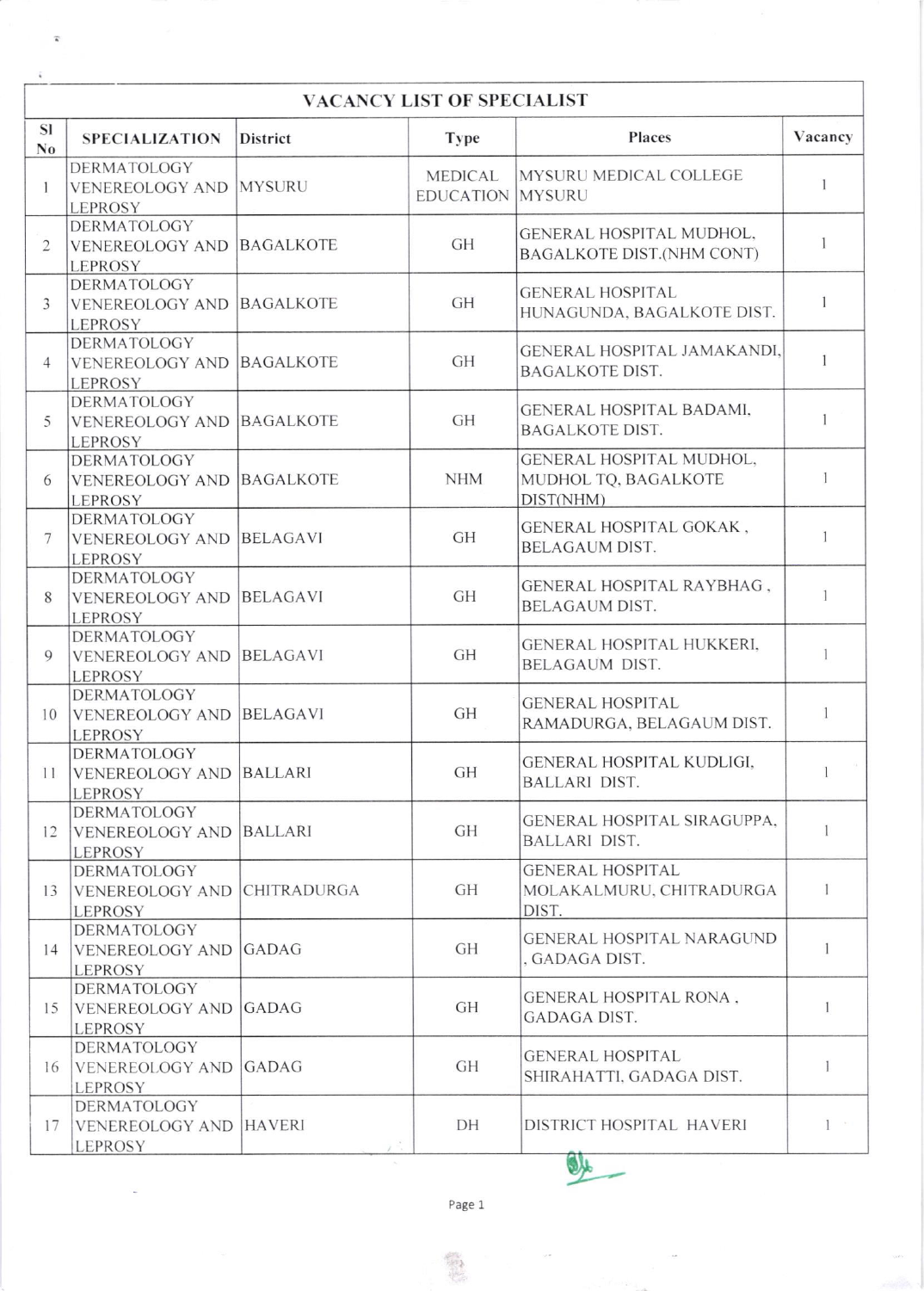| VACANCY LIST OF SPECIALIST | | | | | |
|---|---|---|---|---|---|
| Sl No | SPECIALIZATION | District | Type | Places | Vacancy |
| 1 | DERMATOLOGY VENEREOLOGY AND LEPROSY | MYSURU | MEDICAL EDUCATION | MYSURU MEDICAL COLLEGE MYSURU | 1 |
| 2 | DERMATOLOGY VENEREOLOGY AND LEPROSY | BAGALKOTE | GH | GENERAL HOSPITAL MUDHOL, BAGALKOTE DIST.(NHM CONT) | 1 |
| 3 | DERMATOLOGY VENEREOLOGY AND LEPROSY | BAGALKOTE | GH | GENERAL HOSPITAL HUNAGUNDA, BAGALKOTE DIST. | 1 |
| 4 | DERMATOLOGY VENEREOLOGY AND LEPROSY | BAGALKOTE | GH | GENERAL HOSPITAL JAMAKANDI, BAGALKOTE DIST. | 1 |
| 5 | DERMATOLOGY VENEREOLOGY AND LEPROSY | BAGALKOTE | GH | GENERAL HOSPITAL BADAMI, BAGALKOTE DIST. | 1 |
| 6 | DERMATOLOGY VENEREOLOGY AND LEPROSY | BAGALKOTE | NHM | GENERAL HOSPITAL MUDHOL, MUDHOL TQ, BAGALKOTE DIST(NHM) | 1 |
| 7 | DERMATOLOGY VENEREOLOGY AND LEPROSY | BELAGAVI | GH | GENERAL HOSPITAL GOKAK , BELAGAUM DIST. | 1 |
| 8 | DERMATOLOGY VENEREOLOGY AND LEPROSY | BELAGAVI | GH | GENERAL HOSPITAL RAYBHAG , BELAGAUM DIST. | 1 |
| 9 | DERMATOLOGY VENEREOLOGY AND LEPROSY | BELAGAVI | GH | GENERAL HOSPITAL HUKKERI, BELAGAUM DIST. | 1 |
| 10 | DERMATOLOGY VENEREOLOGY AND LEPROSY | BELAGAVI | GH | GENERAL HOSPITAL RAMADURGA, BELAGAUM DIST. | 1 |
| 11 | DERMATOLOGY VENEREOLOGY AND LEPROSY | BALLARI | GH | GENERAL HOSPITAL KUDLIGI, BALLARI DIST. | 1 |
| 12 | DERMATOLOGY VENEREOLOGY AND LEPROSY | BALLARI | GH | GENERAL HOSPITAL SIRAGUPPA, BALLARI DIST. | 1 |
| 13 | DERMATOLOGY VENEREOLOGY AND LEPROSY | CHITRADURGA | GH | GENERAL HOSPITAL MOLAKALMURU, CHITRADURGA DIST. | 1 |
| 14 | DERMATOLOGY VENEREOLOGY AND LEPROSY | GADAG | GH | GENERAL HOSPITAL NARAGUND , GADAGA DIST. | 1 |
| 15 | DERMATOLOGY VENEREOLOGY AND LEPROSY | GADAG | GH | GENERAL HOSPITAL RONA , GADAGA DIST. | 1 |
| 16 | DERMATOLOGY VENEREOLOGY AND LEPROSY | GADAG | GH | GENERAL HOSPITAL SHIRAHATTI, GADAGA DIST. | 1 |
| 17 | DERMATOLOGY VENEREOLOGY AND LEPROSY | HAVERI | DH | DISTRICT HOSPITAL HAVERI | 1 |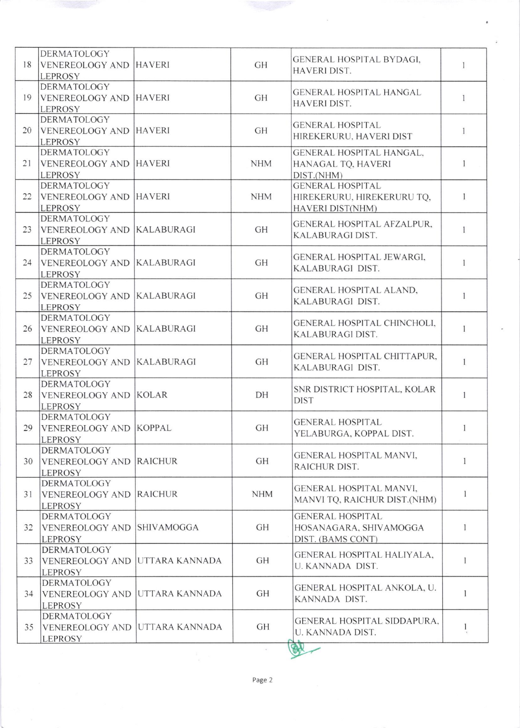| | | | | | |
|---|---|---|---|---|---|
| 18 | DERMATOLOGY VENEREOLOGY AND LEPROSY | HAVERI | GH | GENERAL HOSPITAL BYDAGI, HAVERI DIST. | 1 |
| 19 | DERMATOLOGY VENEREOLOGY AND LEPROSY | HAVERI | GH | GENERAL HOSPITAL HANGAL HAVERI DIST. | 1 |
| 20 | DERMATOLOGY VENEREOLOGY AND LEPROSY | HAVERI | GH | GENERAL HOSPITAL HIREKERURU, HAVERI DIST | 1 |
| 21 | DERMATOLOGY VENEREOLOGY AND LEPROSY | HAVERI | NHM | GENERAL HOSPITAL HANGAL, HANAGAL TQ, HAVERI DIST.(NHM) | 1 |
| 22 | DERMATOLOGY VENEREOLOGY AND LEPROSY | HAVERI | NHM | GENERAL HOSPITAL HIREKERURU, HIREKERURU TQ, HAVERI DIST(NHM) | 1 |
| 23 | DERMATOLOGY VENEREOLOGY AND LEPROSY | KALABURAGI | GH | GENERAL HOSPITAL AFZALPUR, KALABURAGI DIST. | 1 |
| 24 | DERMATOLOGY VENEREOLOGY AND LEPROSY | KALABURAGI | GH | GENERAL HOSPITAL JEWARGI, KALABURAGI DIST. | 1 |
| 25 | DERMATOLOGY VENEREOLOGY AND LEPROSY | KALABURAGI | GH | GENERAL HOSPITAL ALAND, KALABURAGI DIST. | 1 |
| 26 | DERMATOLOGY VENEREOLOGY AND LEPROSY | KALABURAGI | GH | GENERAL HOSPITAL CHINCHOLI, KALABURAGI DIST. | 1 |
| 27 | DERMATOLOGY VENEREOLOGY AND LEPROSY | KALABURAGI | GH | GENERAL HOSPITAL CHITTAPUR, KALABURAGI DIST. | 1 |
| 28 | DERMATOLOGY VENEREOLOGY AND LEPROSY | KOLAR | DH | SNR DISTRICT HOSPITAL, KOLAR DIST | 1 |
| 29 | DERMATOLOGY VENEREOLOGY AND LEPROSY | KOPPAL | GH | GENERAL HOSPITAL YELABURGA, KOPPAL DIST. | 1 |
| 30 | DERMATOLOGY VENEREOLOGY AND LEPROSY | RAICHUR | GH | GENERAL HOSPITAL MANVI, RAICHUR DIST. | 1 |
| 31 | DERMATOLOGY VENEREOLOGY AND LEPROSY | RAICHUR | NHM | GENERAL HOSPITAL MANVI, MANVI TQ, RAICHUR DIST.(NHM) | 1 |
| 32 | DERMATOLOGY VENEREOLOGY AND LEPROSY | SHIVAMOGGA | GH | GENERAL HOSPITAL HOSANAGARA, SHIVAMOGGA DIST. (BAMS CONT) | 1 |
| 33 | DERMATOLOGY VENEREOLOGY AND LEPROSY | UTTARA KANNADA | GH | GENERAL HOSPITAL HALIYALA, U. KANNADA DIST. | 1 |
| 34 | DERMATOLOGY VENEREOLOGY AND LEPROSY | UTTARA KANNADA | GH | GENERAL HOSPITAL ANKOLA, U. KANNADA DIST. | 1 |
| 35 | DERMATOLOGY VENEREOLOGY AND LEPROSY | UTTARA KANNADA | GH | GENERAL HOSPITAL SIDDAPURA, U. KANNADA DIST. | 1 |